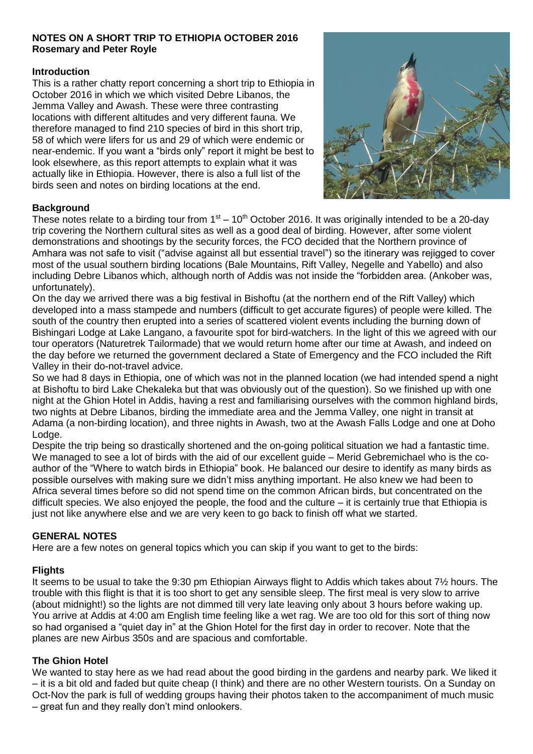**NOTES ON A SHORT TRIP TO ETHIOPIA OCTOBER 2016**
**Rosemary and Peter Royle**

## Introduction

This is a rather chatty report concerning a short trip to Ethiopia in October 2016 in which we which visited Debre Libanos, the Jemma Valley and Awash. These were three contrasting locations with different altitudes and very different fauna. We therefore managed to find 210 species of bird in this short trip, 58 of which were lifers for us and 29 of which were endemic or near-endemic. If you want a "birds only" report it might be best to look elsewhere, as this report attempts to explain what it was actually like in Ethiopia. However, there is also a full list of the birds seen and notes on birding locations at the end.

## Background

These notes relate to a birding tour from 1st – 10th October 2016. It was originally intended to be a 20-day trip covering the Northern cultural sites as well as a good deal of birding. However, after some violent demonstrations and shootings by the security forces, the FCO decided that the Northern province of Amhara was not safe to visit ("advise against all but essential travel") so the itinerary was rejigged to cover most of the usual southern birding locations (Bale Mountains, Rift Valley, Negelle and Yabello) and also including Debre Libanos which, although north of Addis was not inside the "forbidden area. (Ankober was, unfortunately).

On the day we arrived there was a big festival in Bishoftu (at the northern end of the Rift Valley) which developed into a mass stampede and numbers (difficult to get accurate figures) of people were killed. The south of the country then erupted into a series of scattered violent events including the burning down of Bishingari Lodge at Lake Langano, a favourite spot for bird-watchers. In the light of this we agreed with our tour operators (Naturetrek Tailormade) that we would return home after our time at Awash, and indeed on the day before we returned the government declared a State of Emergency and the FCO included the Rift Valley in their do-not-travel advice.

So we had 8 days in Ethiopia, one of which was not in the planned location (we had intended spend a night at Bishoftu to bird Lake Chekaleka but that was obviously out of the question). So we finished up with one night at the Ghion Hotel in Addis, having a rest and familiarising ourselves with the common highland birds, two nights at Debre Libanos, birding the immediate area and the Jemma Valley, one night in transit at Adama (a non-birding location), and three nights in Awash, two at the Awash Falls Lodge and one at Doho Lodge.

Despite the trip being so drastically shortened and the on-going political situation we had a fantastic time. We managed to see a lot of birds with the aid of our excellent guide – Merid Gebremichael who is the co-author of the "Where to watch birds in Ethiopia" book. He balanced our desire to identify as many birds as possible ourselves with making sure we didn't miss anything important. He also knew we had been to Africa several times before so did not spend time on the common African birds, but concentrated on the difficult species. We also enjoyed the people, the food and the culture – it is certainly true that Ethiopia is just not like anywhere else and we are very keen to go back to finish off what we started.

## GENERAL NOTES

Here are a few notes on general topics which you can skip if you want to get to the birds:

### Flights

It seems to be usual to take the 9:30 pm Ethiopian Airways flight to Addis which takes about 7½ hours. The trouble with this flight is that it is too short to get any sensible sleep. The first meal is very slow to arrive (about midnight!) so the lights are not dimmed till very late leaving only about 3 hours before waking up. You arrive at Addis at 4:00 am English time feeling like a wet rag. We are too old for this sort of thing now so had organised a "quiet day in" at the Ghion Hotel for the first day in order to recover. Note that the planes are new Airbus 350s and are spacious and comfortable.

### The Ghion Hotel

We wanted to stay here as we had read about the good birding in the gardens and nearby park. We liked it – it is a bit old and faded but quite cheap (I think) and there are no other Western tourists. On a Sunday on Oct-Nov the park is full of wedding groups having their photos taken to the accompaniment of much music – great fun and they really don't mind onlookers.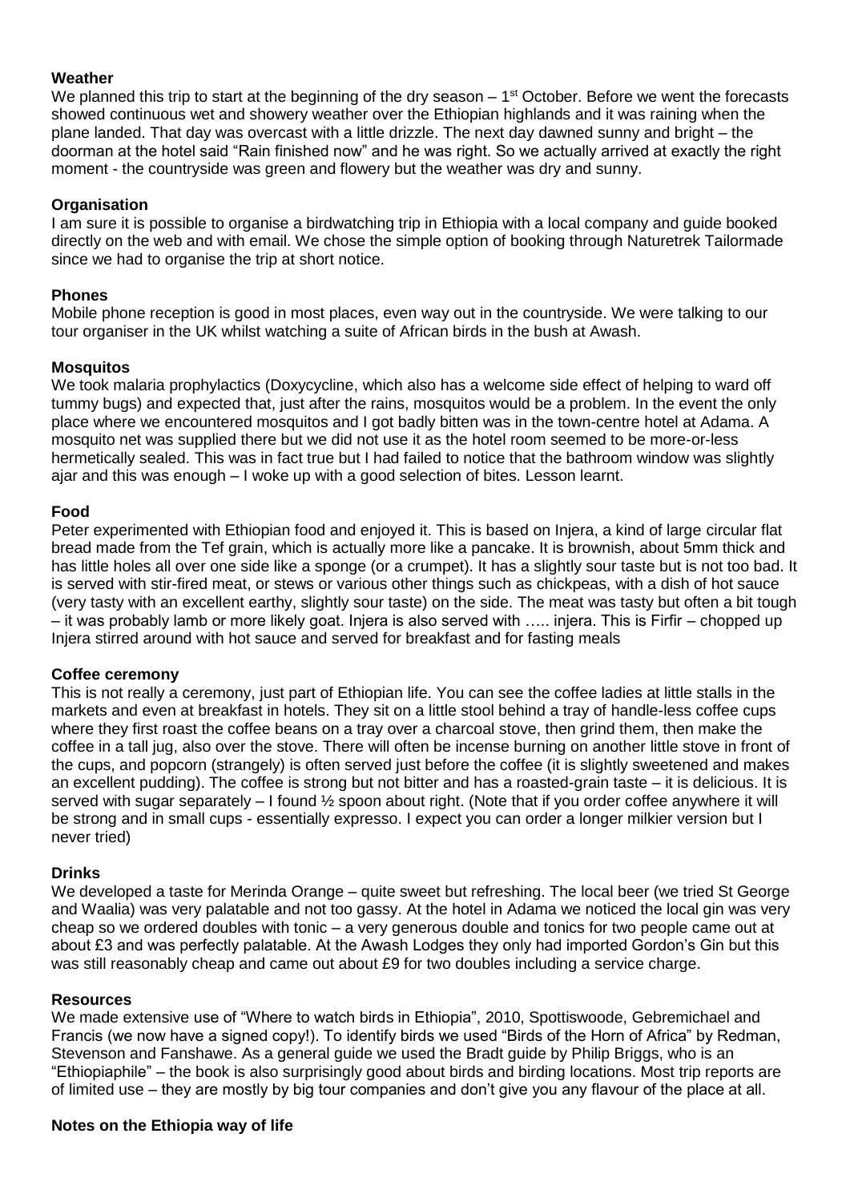**Weather**

We planned this trip to start at the beginning of the dry season – 1st October. Before we went the forecasts showed continuous wet and showery weather over the Ethiopian highlands and it was raining when the plane landed. That day was overcast with a little drizzle. The next day dawned sunny and bright – the doorman at the hotel said "Rain finished now" and he was right. So we actually arrived at exactly the right moment - the countryside was green and flowery but the weather was dry and sunny.

**Organisation**

I am sure it is possible to organise a birdwatching trip in Ethiopia with a local company and guide booked directly on the web and with email. We chose the simple option of booking through Naturetrek Tailormade since we had to organise the trip at short notice.

**Phones**

Mobile phone reception is good in most places, even way out in the countryside. We were talking to our tour organiser in the UK whilst watching a suite of African birds in the bush at Awash.

**Mosquitos**

We took malaria prophylactics (Doxycycline, which also has a welcome side effect of helping to ward off tummy bugs) and expected that, just after the rains, mosquitos would be a problem. In the event the only place where we encountered mosquitos and I got badly bitten was in the town-centre hotel at Adama. A mosquito net was supplied there but we did not use it as the hotel room seemed to be more-or-less hermetically sealed. This was in fact true but I had failed to notice that the bathroom window was slightly ajar and this was enough – I woke up with a good selection of bites. Lesson learnt.

**Food**

Peter experimented with Ethiopian food and enjoyed it. This is based on Injera, a kind of large circular flat bread made from the Tef grain, which is actually more like a pancake. It is brownish, about 5mm thick and has little holes all over one side like a sponge (or a crumpet). It has a slightly sour taste but is not too bad. It is served with stir-fired meat, or stews or various other things such as chickpeas, with a dish of hot sauce (very tasty with an excellent earthy, slightly sour taste) on the side. The meat was tasty but often a bit tough – it was probably lamb or more likely goat. Injera is also served with ….. injera. This is Firfir – chopped up Injera stirred around with hot sauce and served for breakfast and for fasting meals

**Coffee ceremony**

This is not really a ceremony, just part of Ethiopian life. You can see the coffee ladies at little stalls in the markets and even at breakfast in hotels. They sit on a little stool behind a tray of handle-less coffee cups where they first roast the coffee beans on a tray over a charcoal stove, then grind them, then make the coffee in a tall jug, also over the stove. There will often be incense burning on another little stove in front of the cups, and popcorn (strangely) is often served just before the coffee (it is slightly sweetened and makes an excellent pudding). The coffee is strong but not bitter and has a roasted-grain taste – it is delicious. It is served with sugar separately – I found ½ spoon about right. (Note that if you order coffee anywhere it will be strong and in small cups - essentially expresso. I expect you can order a longer milkier version but I never tried)

**Drinks**

We developed a taste for Merinda Orange – quite sweet but refreshing. The local beer (we tried St George and Waalia) was very palatable and not too gassy. At the hotel in Adama we noticed the local gin was very cheap so we ordered doubles with tonic – a very generous double and tonics for two people came out at about £3 and was perfectly palatable. At the Awash Lodges they only had imported Gordon's Gin but this was still reasonably cheap and came out about £9 for two doubles including a service charge.

**Resources**

We made extensive use of "Where to watch birds in Ethiopia", 2010, Spottiswoode, Gebremichael and Francis (we now have a signed copy!). To identify birds we used "Birds of the Horn of Africa" by Redman, Stevenson and Fanshawe. As a general guide we used the Bradt guide by Philip Briggs, who is an "Ethiopiaphile" – the book is also surprisingly good about birds and birding locations. Most trip reports are of limited use – they are mostly by big tour companies and don't give you any flavour of the place at all.

**Notes on the Ethiopia way of life**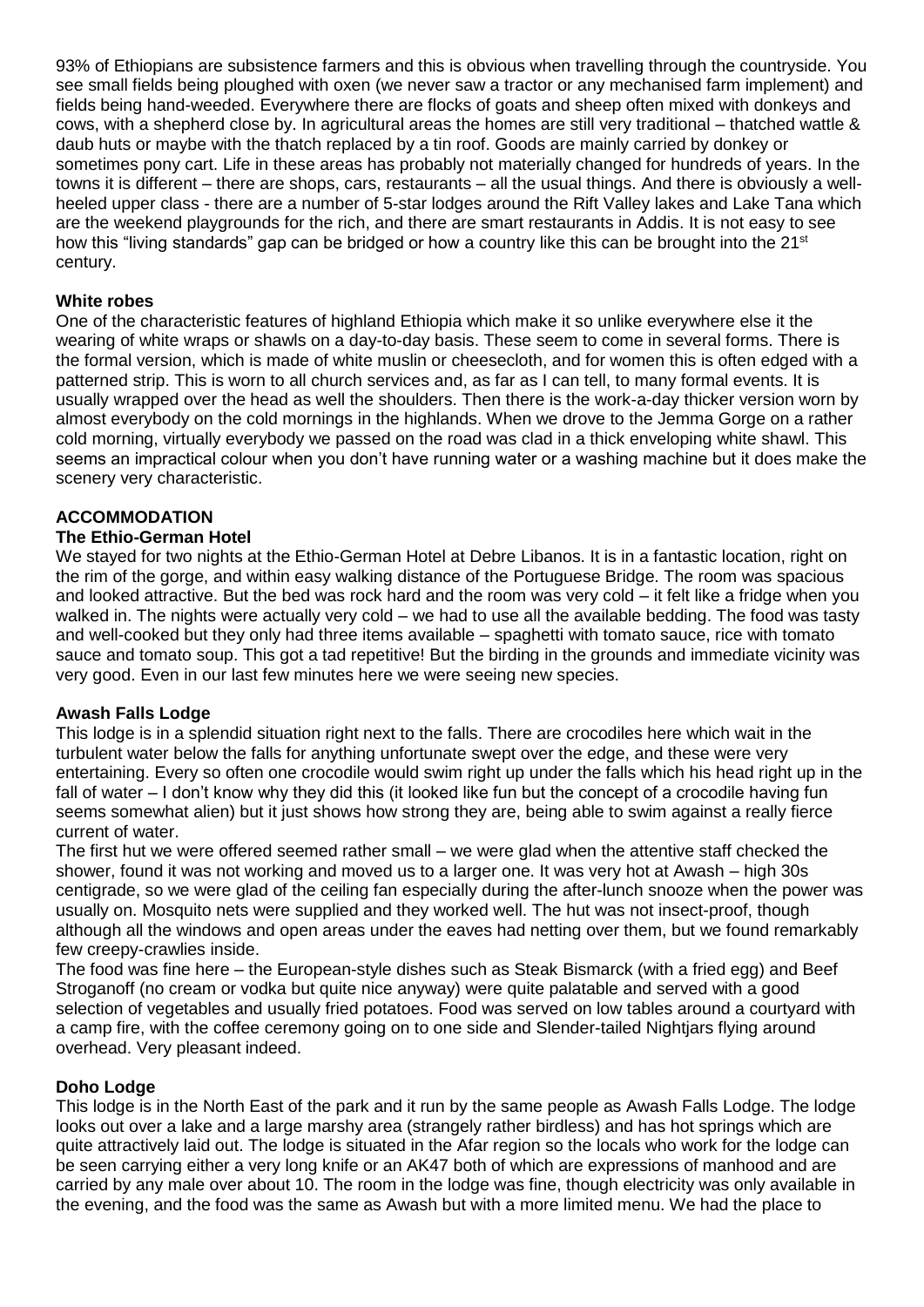93% of Ethiopians are subsistence farmers and this is obvious when travelling through the countryside. You see small fields being ploughed with oxen (we never saw a tractor or any mechanised farm implement) and fields being hand-weeded. Everywhere there are flocks of goats and sheep often mixed with donkeys and cows, with a shepherd close by. In agricultural areas the homes are still very traditional – thatched wattle & daub huts or maybe with the thatch replaced by a tin roof. Goods are mainly carried by donkey or sometimes pony cart. Life in these areas has probably not materially changed for hundreds of years. In the towns it is different – there are shops, cars, restaurants – all the usual things. And there is obviously a well-heeled upper class - there are a number of 5-star lodges around the Rift Valley lakes and Lake Tana which are the weekend playgrounds for the rich, and there are smart restaurants in Addis. It is not easy to see how this "living standards" gap can be bridged or how a country like this can be brought into the 21st century.

**White robes**

One of the characteristic features of highland Ethiopia which make it so unlike everywhere else it the wearing of white wraps or shawls on a day-to-day basis. These seem to come in several forms. There is the formal version, which is made of white muslin or cheesecloth, and for women this is often edged with a patterned strip. This is worn to all church services and, as far as I can tell, to many formal events. It is usually wrapped over the head as well the shoulders. Then there is the work-a-day thicker version worn by almost everybody on the cold mornings in the highlands. When we drove to the Jemma Gorge on a rather cold morning, virtually everybody we passed on the road was clad in a thick enveloping white shawl. This seems an impractical colour when you don't have running water or a washing machine but it does make the scenery very characteristic.

## ACCOMMODATION

**The Ethio-German Hotel**

We stayed for two nights at the Ethio-German Hotel at Debre Libanos. It is in a fantastic location, right on the rim of the gorge, and within easy walking distance of the Portuguese Bridge. The room was spacious and looked attractive. But the bed was rock hard and the room was very cold – it felt like a fridge when you walked in. The nights were actually very cold – we had to use all the available bedding. The food was tasty and well-cooked but they only had three items available – spaghetti with tomato sauce, rice with tomato sauce and tomato soup. This got a tad repetitive! But the birding in the grounds and immediate vicinity was very good. Even in our last few minutes here we were seeing new species.

**Awash Falls Lodge**

This lodge is in a splendid situation right next to the falls. There are crocodiles here which wait in the turbulent water below the falls for anything unfortunate swept over the edge, and these were very entertaining. Every so often one crocodile would swim right up under the falls which his head right up in the fall of water – I don't know why they did this (it looked like fun but the concept of a crocodile having fun seems somewhat alien) but it just shows how strong they are, being able to swim against a really fierce current of water.

The first hut we were offered seemed rather small – we were glad when the attentive staff checked the shower, found it was not working and moved us to a larger one. It was very hot at Awash – high 30s centigrade, so we were glad of the ceiling fan especially during the after-lunch snooze when the power was usually on. Mosquito nets were supplied and they worked well. The hut was not insect-proof, though although all the windows and open areas under the eaves had netting over them, but we found remarkably few creepy-crawlies inside.

The food was fine here – the European-style dishes such as Steak Bismarck (with a fried egg) and Beef Stroganoff (no cream or vodka but quite nice anyway) were quite palatable and served with a good selection of vegetables and usually fried potatoes. Food was served on low tables around a courtyard with a camp fire, with the coffee ceremony going on to one side and Slender-tailed Nightjars flying around overhead. Very pleasant indeed.

**Doho Lodge**

This lodge is in the North East of the park and it run by the same people as Awash Falls Lodge. The lodge looks out over a lake and a large marshy area (strangely rather birdless) and has hot springs which are quite attractively laid out. The lodge is situated in the Afar region so the locals who work for the lodge can be seen carrying either a very long knife or an AK47 both of which are expressions of manhood and are carried by any male over about 10. The room in the lodge was fine, though electricity was only available in the evening, and the food was the same as Awash but with a more limited menu. We had the place to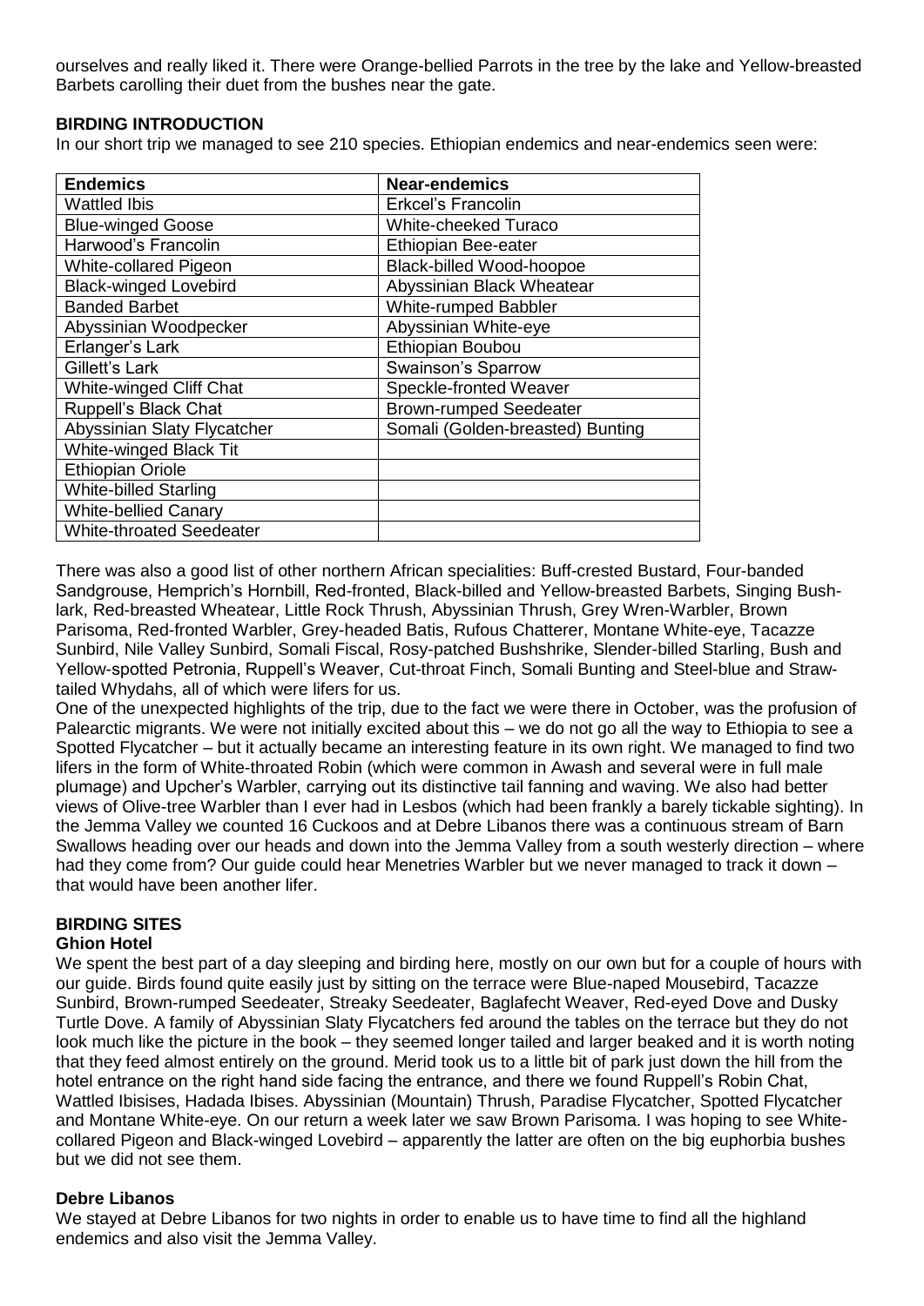ourselves and really liked it. There were Orange-bellied Parrots in the tree by the lake and Yellow-breasted Barbets carolling their duet from the bushes near the gate.

## BIRDING INTRODUCTION

In our short trip we managed to see 210 species. Ethiopian endemics and near-endemics seen were:

| Endemics | Near-endemics |
|---|---|
| Wattled Ibis | Erkcel's Francolin |
| Blue-winged Goose | White-cheeked Turaco |
| Harwood's Francolin | Ethiopian Bee-eater |
| White-collared Pigeon | Black-billed Wood-hoopoe |
| Black-winged Lovebird | Abyssinian Black Wheatear |
| Banded Barbet | White-rumped Babbler |
| Abyssinian Woodpecker | Abyssinian White-eye |
| Erlanger's Lark | Ethiopian Boubou |
| Gillett's Lark | Swainson's Sparrow |
| White-winged Cliff Chat | Speckle-fronted Weaver |
| Ruppell's Black Chat | Brown-rumped Seedeater |
| Abyssinian Slaty Flycatcher | Somali (Golden-breasted) Bunting |
| White-winged Black Tit | |
| Ethiopian Oriole | |
| White-billed Starling | |
| White-bellied Canary | |
| White-throated Seedeater | |

There was also a good list of other northern African specialities: Buff-crested Bustard, Four-banded Sandgrouse, Hemprich's Hornbill, Red-fronted, Black-billed and Yellow-breasted Barbets, Singing Bush-lark, Red-breasted Wheatear, Little Rock Thrush, Abyssinian Thrush, Grey Wren-Warbler, Brown Parisoma, Red-fronted Warbler, Grey-headed Batis, Rufous Chatterer, Montane White-eye, Tacazze Sunbird, Nile Valley Sunbird, Somali Fiscal, Rosy-patched Bushshrike, Slender-billed Starling, Bush and Yellow-spotted Petronia, Ruppell's Weaver, Cut-throat Finch, Somali Bunting and Steel-blue and Straw-tailed Whydahs, all of which were lifers for us.

One of the unexpected highlights of the trip, due to the fact we were there in October, was the profusion of Palearctic migrants. We were not initially excited about this – we do not go all the way to Ethiopia to see a Spotted Flycatcher – but it actually became an interesting feature in its own right. We managed to find two lifers in the form of White-throated Robin (which were common in Awash and several were in full male plumage) and Upcher's Warbler, carrying out its distinctive tail fanning and waving. We also had better views of Olive-tree Warbler than I ever had in Lesbos (which had been frankly a barely tickable sighting). In the Jemma Valley we counted 16 Cuckoos and at Debre Libanos there was a continuous stream of Barn Swallows heading over our heads and down into the Jemma Valley from a south westerly direction – where had they come from? Our guide could hear Menetries Warbler but we never managed to track it down – that would have been another lifer.

## BIRDING SITES

### Ghion Hotel

We spent the best part of a day sleeping and birding here, mostly on our own but for a couple of hours with our guide. Birds found quite easily just by sitting on the terrace were Blue-naped Mousebird, Tacazze Sunbird, Brown-rumped Seedeater, Streaky Seedeater, Baglafecht Weaver, Red-eyed Dove and Dusky Turtle Dove. A family of Abyssinian Slaty Flycatchers fed around the tables on the terrace but they do not look much like the picture in the book – they seemed longer tailed and larger beaked and it is worth noting that they feed almost entirely on the ground. Merid took us to a little bit of park just down the hill from the hotel entrance on the right hand side facing the entrance, and there we found Ruppell's Robin Chat, Wattled Ibisises, Hadada Ibises. Abyssinian (Mountain) Thrush, Paradise Flycatcher, Spotted Flycatcher and Montane White-eye. On our return a week later we saw Brown Parisoma. I was hoping to see White-collared Pigeon and Black-winged Lovebird – apparently the latter are often on the big euphorbia bushes but we did not see them.

### Debre Libanos

We stayed at Debre Libanos for two nights in order to enable us to have time to find all the highland endemics and also visit the Jemma Valley.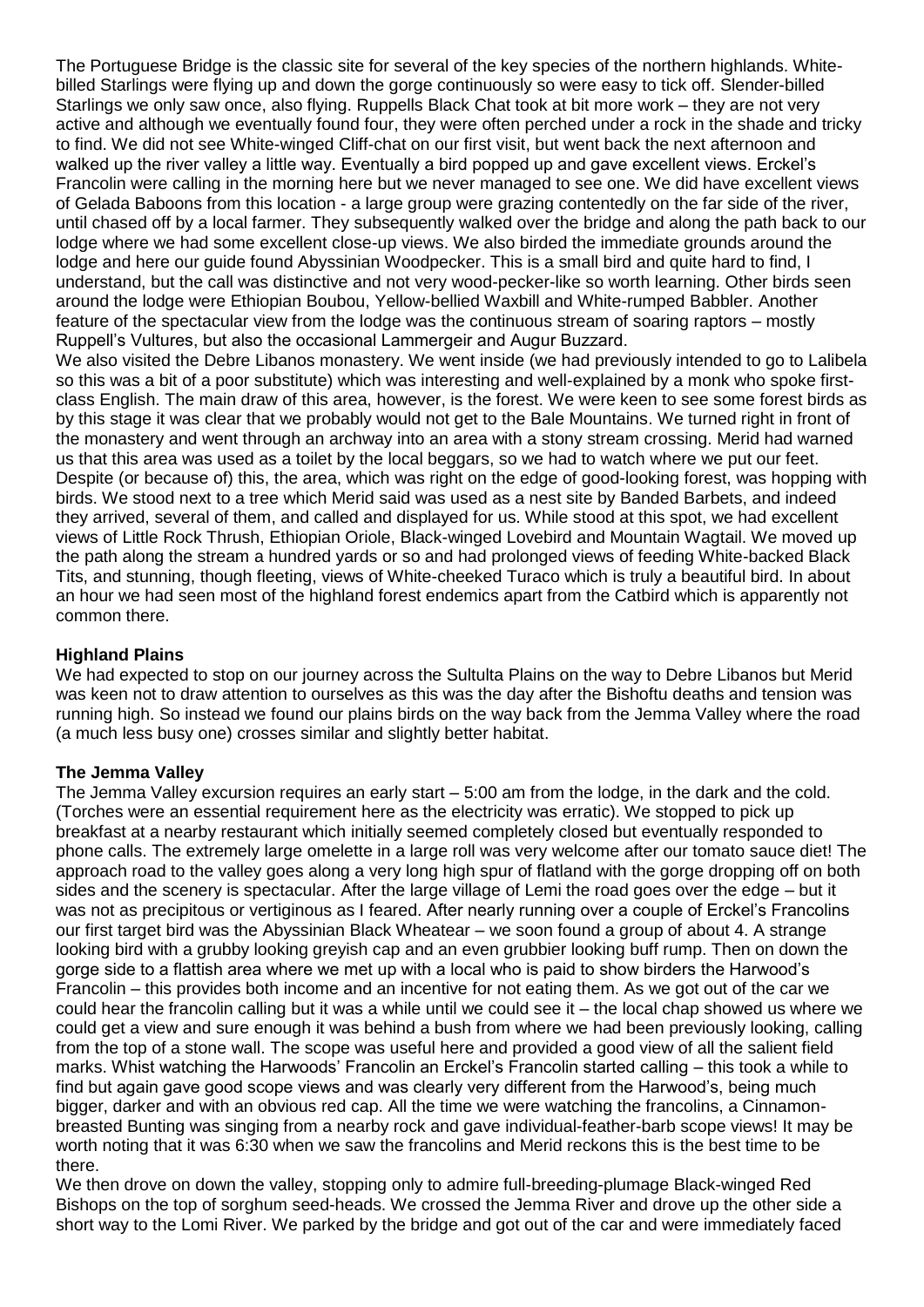The Portuguese Bridge is the classic site for several of the key species of the northern highlands. White-billed Starlings were flying up and down the gorge continuously so were easy to tick off. Slender-billed Starlings we only saw once, also flying. Ruppells Black Chat took at bit more work – they are not very active and although we eventually found four, they were often perched under a rock in the shade and tricky to find. We did not see White-winged Cliff-chat on our first visit, but went back the next afternoon and walked up the river valley a little way. Eventually a bird popped up and gave excellent views. Erckel's Francolin were calling in the morning here but we never managed to see one. We did have excellent views of Gelada Baboons from this location - a large group were grazing contentedly on the far side of the river, until chased off by a local farmer. They subsequently walked over the bridge and along the path back to our lodge where we had some excellent close-up views. We also birded the immediate grounds around the lodge and here our guide found Abyssinian Woodpecker. This is a small bird and quite hard to find, I understand, but the call was distinctive and not very wood-pecker-like so worth learning. Other birds seen around the lodge were Ethiopian Boubou, Yellow-bellied Waxbill and White-rumped Babbler. Another feature of the spectacular view from the lodge was the continuous stream of soaring raptors – mostly Ruppell's Vultures, but also the occasional Lammergeir and Augur Buzzard.

We also visited the Debre Libanos monastery. We went inside (we had previously intended to go to Lalibela so this was a bit of a poor substitute) which was interesting and well-explained by a monk who spoke first-class English. The main draw of this area, however, is the forest. We were keen to see some forest birds as by this stage it was clear that we probably would not get to the Bale Mountains. We turned right in front of the monastery and went through an archway into an area with a stony stream crossing. Merid had warned us that this area was used as a toilet by the local beggars, so we had to watch where we put our feet. Despite (or because of) this, the area, which was right on the edge of good-looking forest, was hopping with birds. We stood next to a tree which Merid said was used as a nest site by Banded Barbets, and indeed they arrived, several of them, and called and displayed for us. While stood at this spot, we had excellent views of Little Rock Thrush, Ethiopian Oriole, Black-winged Lovebird and Mountain Wagtail. We moved up the path along the stream a hundred yards or so and had prolonged views of feeding White-backed Black Tits, and stunning, though fleeting, views of White-cheeked Turaco which is truly a beautiful bird. In about an hour we had seen most of the highland forest endemics apart from the Catbird which is apparently not common there.

## Highland Plains

We had expected to stop on our journey across the Sultulta Plains on the way to Debre Libanos but Merid was keen not to draw attention to ourselves as this was the day after the Bishoftu deaths and tension was running high. So instead we found our plains birds on the way back from the Jemma Valley where the road (a much less busy one) crosses similar and slightly better habitat.

## The Jemma Valley

The Jemma Valley excursion requires an early start – 5:00 am from the lodge, in the dark and the cold. (Torches were an essential requirement here as the electricity was erratic). We stopped to pick up breakfast at a nearby restaurant which initially seemed completely closed but eventually responded to phone calls. The extremely large omelette in a large roll was very welcome after our tomato sauce diet! The approach road to the valley goes along a very long high spur of flatland with the gorge dropping off on both sides and the scenery is spectacular. After the large village of Lemi the road goes over the edge – but it was not as precipitous or vertiginous as I feared. After nearly running over a couple of Erckel's Francolins our first target bird was the Abyssinian Black Wheatear – we soon found a group of about 4. A strange looking bird with a grubby looking greyish cap and an even grubbier looking buff rump. Then on down the gorge side to a flattish area where we met up with a local who is paid to show birders the Harwood's Francolin – this provides both income and an incentive for not eating them. As we got out of the car we could hear the francolin calling but it was a while until we could see it – the local chap showed us where we could get a view and sure enough it was behind a bush from where we had been previously looking, calling from the top of a stone wall. The scope was useful here and provided a good view of all the salient field marks. Whist watching the Harwoods' Francolin an Erckel's Francolin started calling – this took a while to find but again gave good scope views and was clearly very different from the Harwood's, being much bigger, darker and with an obvious red cap. All the time we were watching the francolins, a Cinnamon-breasted Bunting was singing from a nearby rock and gave individual-feather-barb scope views! It may be worth noting that it was 6:30 when we saw the francolins and Merid reckons this is the best time to be there.

We then drove on down the valley, stopping only to admire full-breeding-plumage Black-winged Red Bishops on the top of sorghum seed-heads. We crossed the Jemma River and drove up the other side a short way to the Lomi River. We parked by the bridge and got out of the car and were immediately faced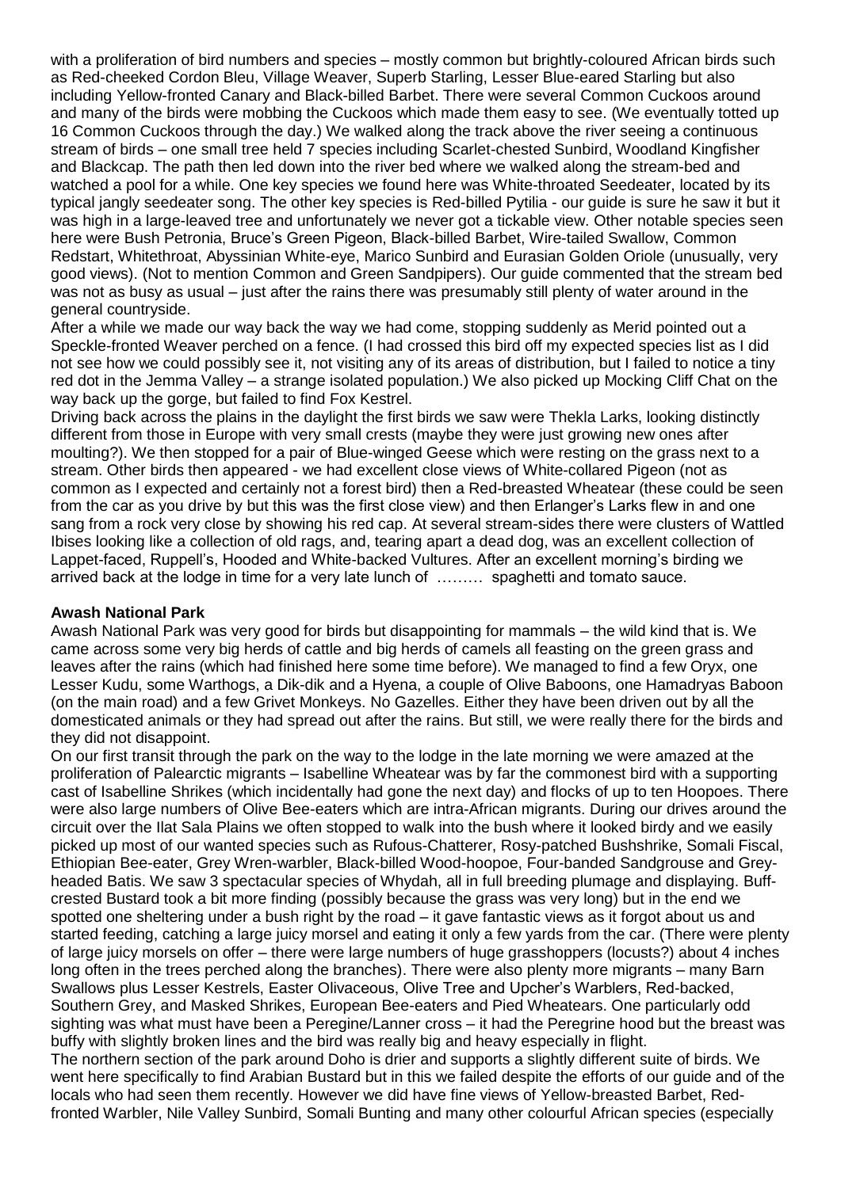with a proliferation of bird numbers and species – mostly common but brightly-coloured African birds such as Red-cheeked Cordon Bleu, Village Weaver, Superb Starling, Lesser Blue-eared Starling but also including Yellow-fronted Canary and Black-billed Barbet. There were several Common Cuckoos around and many of the birds were mobbing the Cuckoos which made them easy to see. (We eventually totted up 16 Common Cuckoos through the day.) We walked along the track above the river seeing a continuous stream of birds – one small tree held 7 species including Scarlet-chested Sunbird, Woodland Kingfisher and Blackcap. The path then led down into the river bed where we walked along the stream-bed and watched a pool for a while. One key species we found here was White-throated Seedeater, located by its typical jangly seedeater song. The other key species is Red-billed Pytilia - our guide is sure he saw it but it was high in a large-leaved tree and unfortunately we never got a tickable view. Other notable species seen here were Bush Petronia, Bruce's Green Pigeon, Black-billed Barbet, Wire-tailed Swallow, Common Redstart, Whitethroat, Abyssinian White-eye, Marico Sunbird and Eurasian Golden Oriole (unusually, very good views). (Not to mention Common and Green Sandpipers). Our guide commented that the stream bed was not as busy as usual – just after the rains there was presumably still plenty of water around in the general countryside.

After a while we made our way back the way we had come, stopping suddenly as Merid pointed out a Speckle-fronted Weaver perched on a fence. (I had crossed this bird off my expected species list as I did not see how we could possibly see it, not visiting any of its areas of distribution, but I failed to notice a tiny red dot in the Jemma Valley – a strange isolated population.) We also picked up Mocking Cliff Chat on the way back up the gorge, but failed to find Fox Kestrel.

Driving back across the plains in the daylight the first birds we saw were Thekla Larks, looking distinctly different from those in Europe with very small crests (maybe they were just growing new ones after moulting?). We then stopped for a pair of Blue-winged Geese which were resting on the grass next to a stream. Other birds then appeared - we had excellent close views of White-collared Pigeon (not as common as I expected and certainly not a forest bird) then a Red-breasted Wheatear (these could be seen from the car as you drive by but this was the first close view) and then Erlanger's Larks flew in and one sang from a rock very close by showing his red cap. At several stream-sides there were clusters of Wattled Ibises looking like a collection of old rags, and, tearing apart a dead dog, was an excellent collection of Lappet-faced, Ruppell's, Hooded and White-backed Vultures. After an excellent morning's birding we arrived back at the lodge in time for a very late lunch of ……… spaghetti and tomato sauce.

**Awash National Park**

Awash National Park was very good for birds but disappointing for mammals – the wild kind that is. We came across some very big herds of cattle and big herds of camels all feasting on the green grass and leaves after the rains (which had finished here some time before). We managed to find a few Oryx, one Lesser Kudu, some Warthogs, a Dik-dik and a Hyena, a couple of Olive Baboons, one Hamadryas Baboon (on the main road) and a few Grivet Monkeys. No Gazelles. Either they have been driven out by all the domesticated animals or they had spread out after the rains. But still, we were really there for the birds and they did not disappoint.

On our first transit through the park on the way to the lodge in the late morning we were amazed at the proliferation of Palearctic migrants – Isabelline Wheatear was by far the commonest bird with a supporting cast of Isabelline Shrikes (which incidentally had gone the next day) and flocks of up to ten Hoopoes. There were also large numbers of Olive Bee-eaters which are intra-African migrants. During our drives around the circuit over the Ilat Sala Plains we often stopped to walk into the bush where it looked birdy and we easily picked up most of our wanted species such as Rufous-Chatterer, Rosy-patched Bushshrike, Somali Fiscal, Ethiopian Bee-eater, Grey Wren-warbler, Black-billed Wood-hoopoe, Four-banded Sandgrouse and Grey-headed Batis. We saw 3 spectacular species of Whydah, all in full breeding plumage and displaying. Buff-crested Bustard took a bit more finding (possibly because the grass was very long) but in the end we spotted one sheltering under a bush right by the road – it gave fantastic views as it forgot about us and started feeding, catching a large juicy morsel and eating it only a few yards from the car. (There were plenty of large juicy morsels on offer – there were large numbers of huge grasshoppers (locusts?) about 4 inches long often in the trees perched along the branches). There were also plenty more migrants – many Barn Swallows plus Lesser Kestrels, Easter Olivaceous, Olive Tree and Upcher's Warblers, Red-backed, Southern Grey, and Masked Shrikes, European Bee-eaters and Pied Wheatears. One particularly odd sighting was what must have been a Peregine/Lanner cross – it had the Peregrine hood but the breast was buffy with slightly broken lines and the bird was really big and heavy especially in flight.

The northern section of the park around Doho is drier and supports a slightly different suite of birds. We went here specifically to find Arabian Bustard but in this we failed despite the efforts of our guide and of the locals who had seen them recently. However we did have fine views of Yellow-breasted Barbet, Red-fronted Warbler, Nile Valley Sunbird, Somali Bunting and many other colourful African species (especially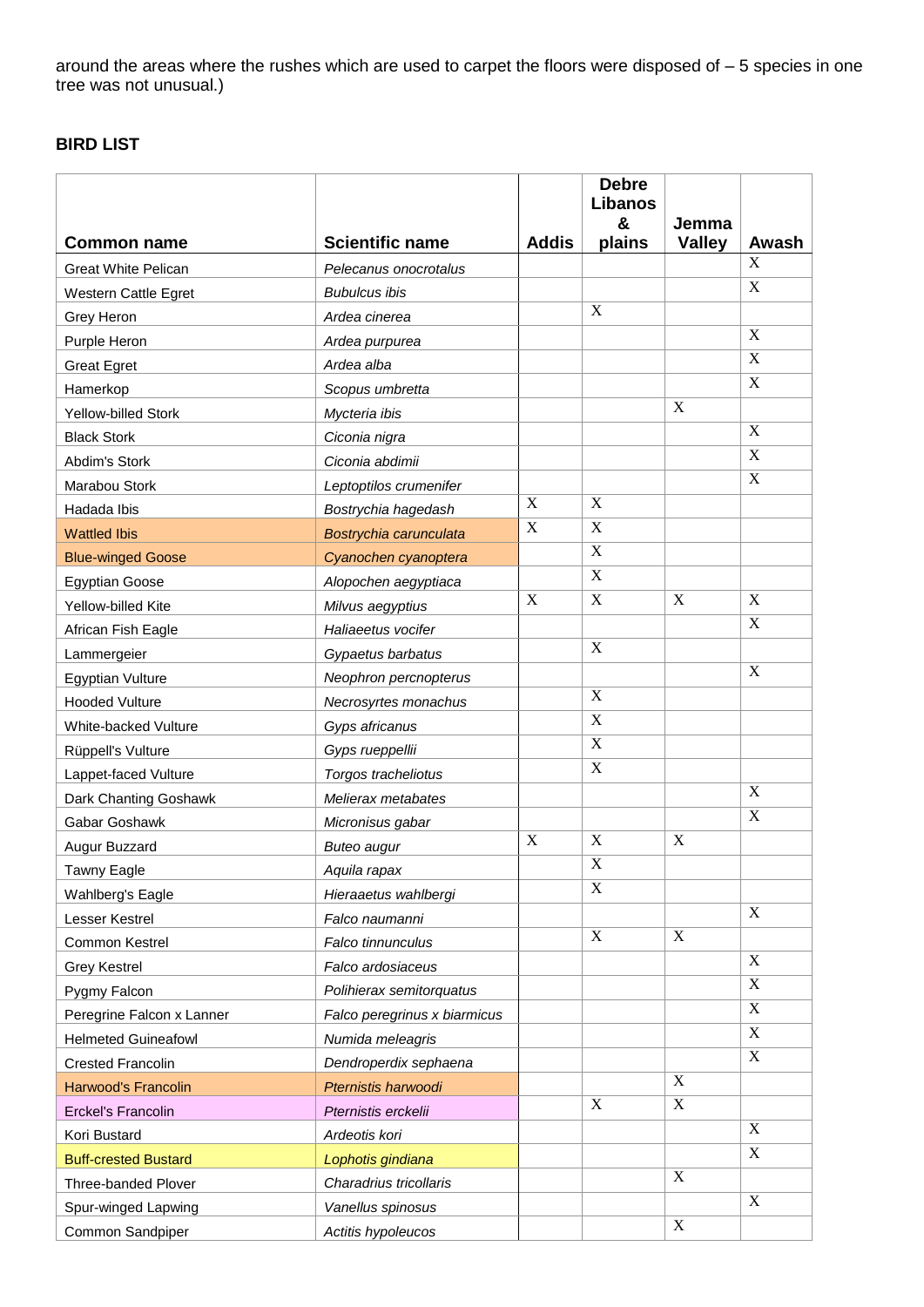around the areas where the rushes which are used to carpet the floors were disposed of – 5 species in one tree was not unusual.)

**BIRD LIST**

| Common name | Scientific name | Addis | Debre Libanos & plains | Jemma Valley | Awash |
|---|---|---|---|---|---|
| Great White Pelican | *Pelecanus onocrotalus* | | | | X |
| Western Cattle Egret | *Bubulcus ibis* | | | | X |
| Grey Heron | *Ardea cinerea* | | X | | |
| Purple Heron | *Ardea purpurea* | | | | X |
| Great Egret | *Ardea alba* | | | | X |
| Hamerkop | *Scopus umbretta* | | | | X |
| Yellow-billed Stork | *Mycteria ibis* | | | X | |
| Black Stork | *Ciconia nigra* | | | | X |
| Abdim's Stork | *Ciconia abdimii* | | | | X |
| Marabou Stork | *Leptoptilos crumenifer* | | | | X |
| Hadada Ibis | *Bostrychia hagedash* | X | X | | |
| Wattled Ibis | *Bostrychia carunculata* | X | X | | |
| Blue-winged Goose | *Cyanochen cyanoptera* | | X | | |
| Egyptian Goose | *Alopochen aegyptiaca* | | X | | |
| Yellow-billed Kite | *Milvus aegyptius* | X | X | X | X |
| African Fish Eagle | *Haliaeetus vocifer* | | | | X |
| Lammergeier | *Gypaetus barbatus* | | X | | |
| Egyptian Vulture | *Neophron percnopterus* | | | | X |
| Hooded Vulture | *Necrosyrtes monachus* | | X | | |
| White-backed Vulture | *Gyps africanus* | | X | | |
| Rüppell's Vulture | *Gyps rueppellii* | | X | | |
| Lappet-faced Vulture | *Torgos tracheliotus* | | X | | |
| Dark Chanting Goshawk | *Melierax metabates* | | | | X |
| Gabar Goshawk | *Micronisus gabar* | | | | X |
| Augur Buzzard | *Buteo augur* | X | X | X | |
| Tawny Eagle | *Aquila rapax* | | X | | |
| Wahlberg's Eagle | *Hieraaetus wahlbergi* | | X | | |
| Lesser Kestrel | *Falco naumanni* | | | | X |
| Common Kestrel | *Falco tinnunculus* | | X | X | |
| Grey Kestrel | *Falco ardosiaceus* | | | | X |
| Pygmy Falcon | *Polihierax semitorquatus* | | | | X |
| Peregrine Falcon x Lanner | *Falco peregrinus x biarmicus* | | | | X |
| Helmeted Guineafowl | *Numida meleagris* | | | | X |
| Crested Francolin | *Dendroperdix sephaena* | | | | X |
| Harwood's Francolin | *Pternistis harwoodi* | | | X | |
| Erckel's Francolin | *Pternistis erckelii* | | X | X | |
| Kori Bustard | *Ardeotis kori* | | | | X |
| Buff-crested Bustard | *Lophotis gindiana* | | | | X |
| Three-banded Plover | *Charadrius tricollaris* | | | X | |
| Spur-winged Lapwing | *Vanellus spinosus* | | | | X |
| Common Sandpiper | *Actitis hypoleucos* | | | X | |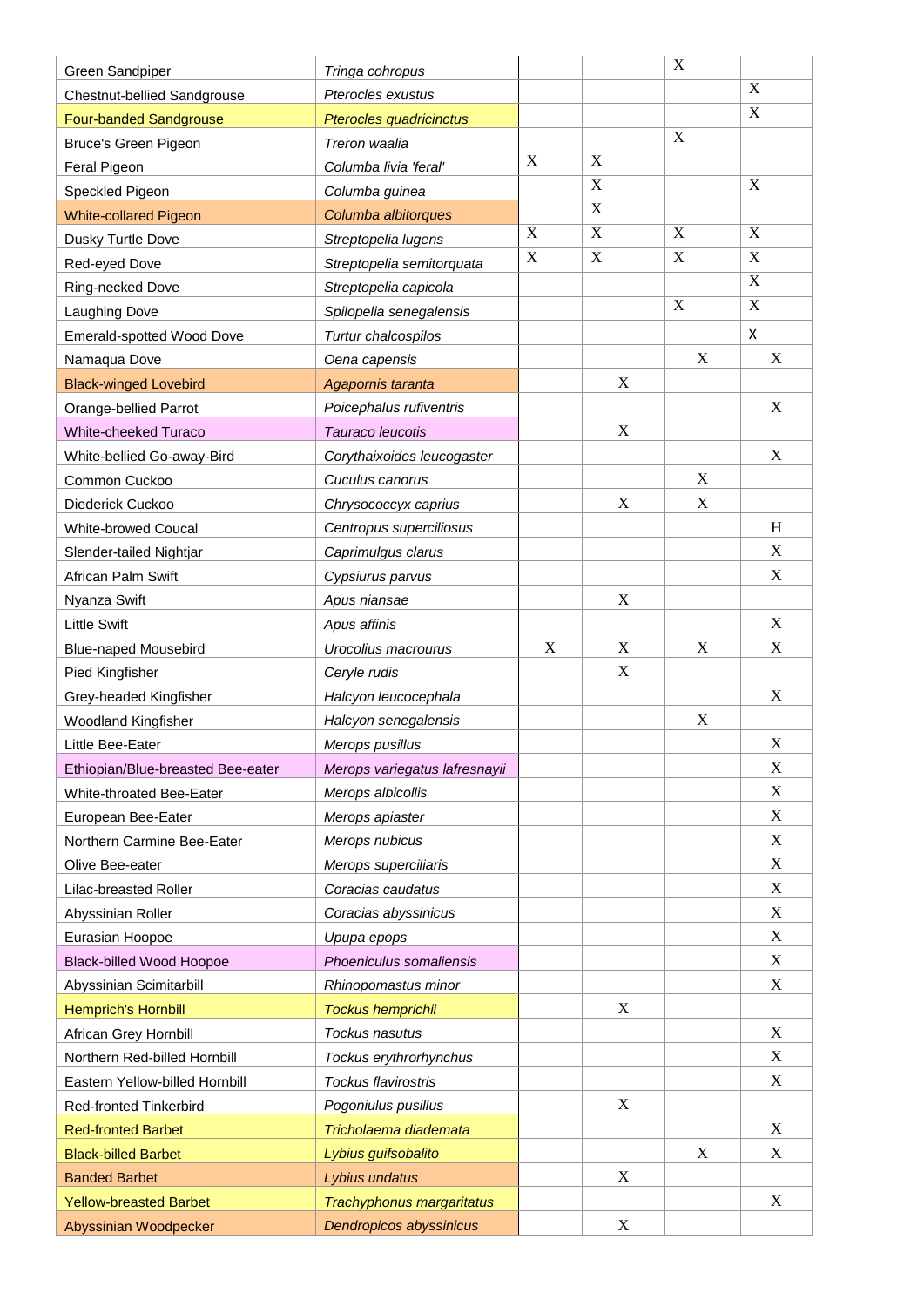| | | | | | |
|---|---|---|---|---|---|
| Green Sandpiper | *Tringa cohropus* | | | X | |
| Chestnut-bellied Sandgrouse | *Pterocles exustus* | | | | X |
| Four-banded Sandgrouse | *Pterocles quadricinctus* | | | | X |
| Bruce's Green Pigeon | *Treron waalia* | | | X | |
| Feral Pigeon | *Columba livia 'feral'* | X | X | | |
| Speckled Pigeon | *Columba guinea* | | X | | X |
| White-collared Pigeon | *Columba albitorques* | | X | | |
| Dusky Turtle Dove | *Streptopelia lugens* | X | X | X | X |
| Red-eyed Dove | *Streptopelia semitorquata* | X | X | X | X |
| Ring-necked Dove | *Streptopelia capicola* | | | | X |
| Laughing Dove | *Spilopelia senegalensis* | | | X | X |
| Emerald-spotted Wood Dove | *Turtur chalcospilos* | | | | X |
| Namaqua Dove | *Oena capensis* | | | X | X |
| Black-winged Lovebird | *Agapornis taranta* | | X | | |
| Orange-bellied Parrot | *Poicephalus rufiventris* | | | | X |
| White-cheeked Turaco | *Tauraco leucotis* | | X | | |
| White-bellied Go-away-Bird | *Corythaixoides leucogaster* | | | | X |
| Common Cuckoo | *Cuculus canorus* | | | X | |
| Diederick Cuckoo | *Chrysococcyx caprius* | | X | X | |
| White-browed Coucal | *Centropus superciliosus* | | | | H |
| Slender-tailed Nightjar | *Caprimulgus clarus* | | | | X |
| African Palm Swift | *Cypsiurus parvus* | | | | X |
| Nyanza Swift | *Apus niansae* | | X | | |
| Little Swift | *Apus affinis* | | | | X |
| Blue-naped Mousebird | *Urocolius macrourus* | X | X | X | X |
| Pied Kingfisher | *Ceryle rudis* | | X | | |
| Grey-headed Kingfisher | *Halcyon leucocephala* | | | | X |
| Woodland Kingfisher | *Halcyon senegalensis* | | | X | |
| Little Bee-Eater | *Merops pusillus* | | | | X |
| Ethiopian/Blue-breasted Bee-eater | *Merops variegatus lafresnayii* | | | | X |
| White-throated Bee-Eater | *Merops albicollis* | | | | X |
| European Bee-Eater | *Merops apiaster* | | | | X |
| Northern Carmine Bee-Eater | *Merops nubicus* | | | | X |
| Olive Bee-eater | *Merops superciliaris* | | | | X |
| Lilac-breasted Roller | *Coracias caudatus* | | | | X |
| Abyssinian Roller | *Coracias abyssinicus* | | | | X |
| Eurasian Hoopoe | *Upupa epops* | | | | X |
| Black-billed Wood Hoopoe | *Phoeniculus somaliensis* | | | | X |
| Abyssinian Scimitarbill | *Rhinopomastus minor* | | | | X |
| Hemprich's Hornbill | *Tockus hemprichii* | | X | | |
| African Grey Hornbill | *Tockus nasutus* | | | | X |
| Northern Red-billed Hornbill | *Tockus erythrorhynchus* | | | | X |
| Eastern Yellow-billed Hornbill | *Tockus flavirostris* | | | | X |
| Red-fronted Tinkerbird | *Pogoniulus pusillus* | | X | | |
| Red-fronted Barbet | *Tricholaema diademata* | | | | X |
| Black-billed Barbet | *Lybius guifsobalito* | | | X | X |
| Banded Barbet | *Lybius undatus* | | X | | |
| Yellow-breasted Barbet | *Trachyphonus margaritatus* | | | | X |
| Abyssinian Woodpecker | *Dendropicos abyssinicus* | | X | | |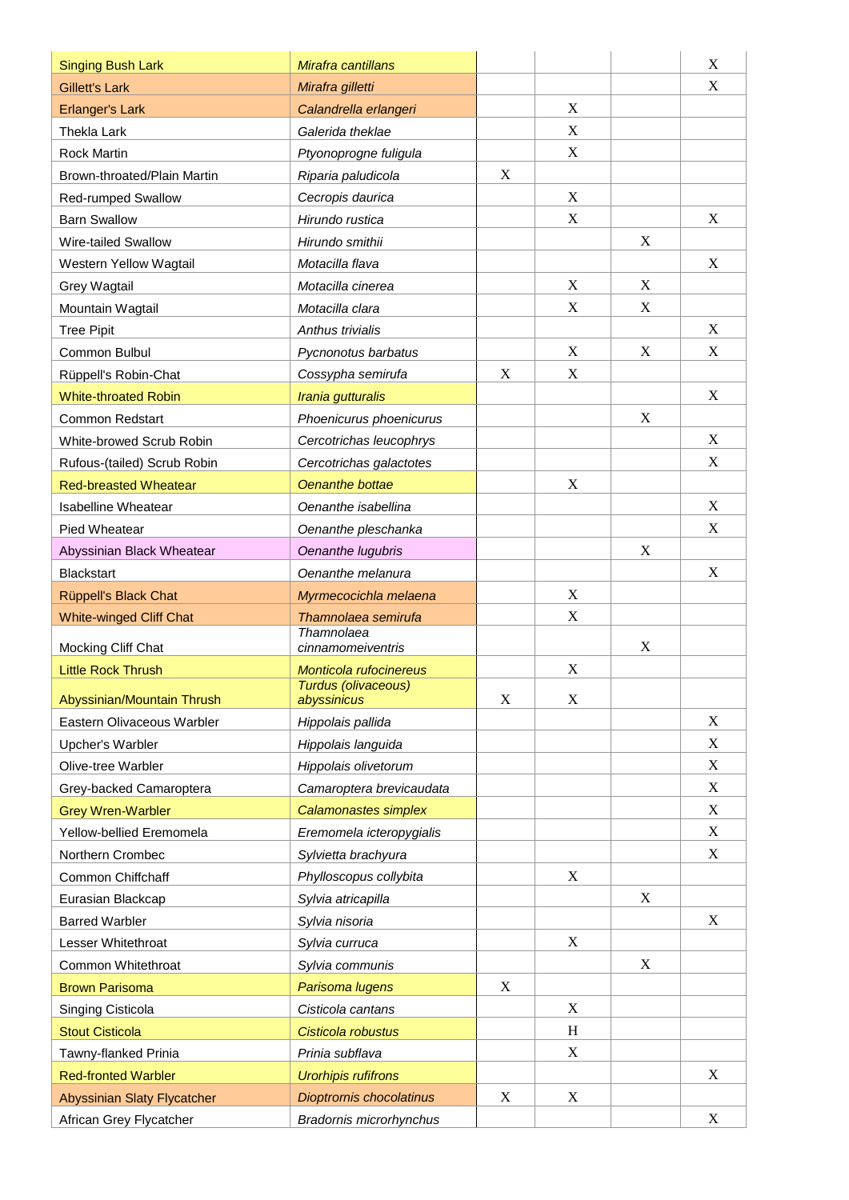| | | | | | |
|---|---|---|---|---|---|
| Singing Bush Lark | *Mirafra cantillans* | | | | X |
| Gillett's Lark | *Mirafra gilletti* | | | | X |
| Erlanger's Lark | *Calandrella erlangeri* | | X | | |
| Thekla Lark | *Galerida theklae* | | X | | |
| Rock Martin | *Ptyonoprogne fuligula* | | X | | |
| Brown-throated/Plain Martin | *Riparia paludicola* | X | | | |
| Red-rumped Swallow | *Cecropis daurica* | | X | | |
| Barn Swallow | *Hirundo rustica* | | X | | X |
| Wire-tailed Swallow | *Hirundo smithii* | | | X | |
| Western Yellow Wagtail | *Motacilla flava* | | | | X |
| Grey Wagtail | *Motacilla cinerea* | | X | X | |
| Mountain Wagtail | *Motacilla clara* | | X | X | |
| Tree Pipit | *Anthus trivialis* | | | | X |
| Common Bulbul | *Pycnonotus barbatus* | | X | X | X |
| Rüppell's Robin-Chat | *Cossypha semirufa* | X | X | | |
| White-throated Robin | *Irania gutturalis* | | | | X |
| Common Redstart | *Phoenicurus phoenicurus* | | | X | |
| White-browed Scrub Robin | *Cercotrichas leucophrys* | | | | X |
| Rufous-(tailed) Scrub Robin | *Cercotrichas galactotes* | | | | X |
| Red-breasted Wheatear | *Oenanthe bottae* | | X | | |
| Isabelline Wheatear | *Oenanthe isabellina* | | | | X |
| Pied Wheatear | *Oenanthe pleschanka* | | | | X |
| Abyssinian Black Wheatear | *Oenanthe lugubris* | | | X | |
| Blackstart | *Oenanthe melanura* | | | | X |
| Rüppell's Black Chat | *Myrmecocichla melaena* | | X | | |
| White-winged Cliff Chat | *Thamnolaea semirufa* | | X | | |
| Mocking Cliff Chat | *Thamnolaea cinnamomeiventris* | | | X | |
| Little Rock Thrush | *Monticola rufocinereus* | | X | | |
| Abyssinian/Mountain Thrush | *Turdus (olivaceous) abyssinicus* | X | X | | |
| Eastern Olivaceous Warbler | *Hippolais pallida* | | | | X |
| Upcher's Warbler | *Hippolais languida* | | | | X |
| Olive-tree Warbler | *Hippolais olivetorum* | | | | X |
| Grey-backed Camaroptera | *Camaroptera brevicaudata* | | | | X |
| Grey Wren-Warbler | *Calamonastes simplex* | | | | X |
| Yellow-bellied Eremomela | *Eremomela icteropygialis* | | | | X |
| Northern Crombec | *Sylvietta brachyura* | | | | X |
| Common Chiffchaff | *Phylloscopus collybita* | | X | | |
| Eurasian Blackcap | *Sylvia atricapilla* | | | X | |
| Barred Warbler | *Sylvia nisoria* | | | | X |
| Lesser Whitethroat | *Sylvia curruca* | | X | | |
| Common Whitethroat | *Sylvia communis* | | | X | |
| Brown Parisoma | *Parisoma lugens* | X | | | |
| Singing Cisticola | *Cisticola cantans* | | X | | |
| Stout Cisticola | *Cisticola robustus* | | H | | |
| Tawny-flanked Prinia | *Prinia subflava* | | X | | |
| Red-fronted Warbler | *Urorhipis rufifrons* | | | | X |
| Abyssinian Slaty Flycatcher | *Dioptrornis chocolatinus* | X | X | | |
| African Grey Flycatcher | *Bradornis microrhynchus* | | | | X |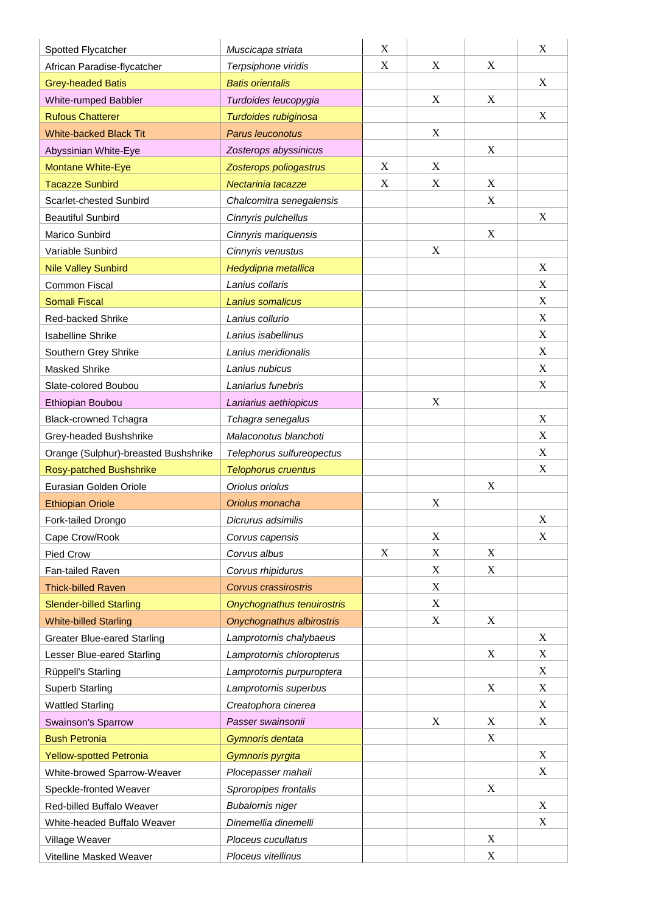| | | | | | |
|---|---|---|---|---|---|
| Spotted Flycatcher | *Muscicapa striata* | X | | | X |
| African Paradise-flycatcher | *Terpsiphone viridis* | X | X | X | |
| Grey-headed Batis | *Batis orientalis* | | | | X |
| White-rumped Babbler | *Turdoides leucopygia* | | X | X | |
| Rufous Chatterer | *Turdoides rubiginosa* | | | | X |
| White-backed Black Tit | *Parus leuconotus* | | X | | |
| Abyssinian White-Eye | *Zosterops abyssinicus* | | | X | |
| Montane White-Eye | *Zosterops poliogastrus* | X | X | | |
| Tacazze Sunbird | *Nectarinia tacazze* | X | X | X | |
| Scarlet-chested Sunbird | *Chalcomitra senegalensis* | | | X | |
| Beautiful Sunbird | *Cinnyris pulchellus* | | | | X |
| Marico Sunbird | *Cinnyris mariquensis* | | | X | |
| Variable Sunbird | *Cinnyris venustus* | | X | | |
| Nile Valley Sunbird | *Hedydipna metallica* | | | | X |
| Common Fiscal | *Lanius collaris* | | | | X |
| Somali Fiscal | *Lanius somalicus* | | | | X |
| Red-backed Shrike | *Lanius collurio* | | | | X |
| Isabelline Shrike | *Lanius isabellinus* | | | | X |
| Southern Grey Shrike | *Lanius meridionalis* | | | | X |
| Masked Shrike | *Lanius nubicus* | | | | X |
| Slate-colored Boubou | *Laniarius funebris* | | | | X |
| Ethiopian Boubou | *Laniarius aethiopicus* | | X | | |
| Black-crowned Tchagra | *Tchagra senegalus* | | | | X |
| Grey-headed Bushshrike | *Malaconotus blanchoti* | | | | X |
| Orange (Sulphur)-breasted Bushshrike | *Telephorus sulfureopectus* | | | | X |
| Rosy-patched Bushshrike | *Telophorus cruentus* | | | | X |
| Eurasian Golden Oriole | *Oriolus oriolus* | | | X | |
| Ethiopian Oriole | *Oriolus monacha* | | X | | |
| Fork-tailed Drongo | *Dicrurus adsimilis* | | | | X |
| Cape Crow/Rook | *Corvus capensis* | | X | | X |
| Pied Crow | *Corvus albus* | X | X | X | |
| Fan-tailed Raven | *Corvus rhipidurus* | | X | X | |
| Thick-billed Raven | *Corvus crassirostris* | | X | | |
| Slender-billed Starling | *Onychognathus tenuirostris* | | X | | |
| White-billed Starling | *Onychognathus albirostris* | | X | X | |
| Greater Blue-eared Starling | *Lamprotornis chalybaeus* | | | | X |
| Lesser Blue-eared Starling | *Lamprotornis chloropterus* | | | X | X |
| Rüppell's Starling | *Lamprotornis purpuroptera* | | | | X |
| Superb Starling | *Lamprotornis superbus* | | | X | X |
| Wattled Starling | *Creatophora cinerea* | | | | X |
| Swainson's Sparrow | *Passer swainsonii* | | X | X | X |
| Bush Petronia | *Gymnoris dentata* | | | X | |
| Yellow-spotted Petronia | *Gymnoris pyrgita* | | | | X |
| White-browed Sparrow-Weaver | *Plocepasser mahali* | | | | X |
| Speckle-fronted Weaver | *Sproropipes frontalis* | | | X | |
| Red-billed Buffalo Weaver | *Bubalornis niger* | | | | X |
| White-headed Buffalo Weaver | *Dinemellia dinemelli* | | | | X |
| Village Weaver | *Ploceus cucullatus* | | | X | |
| Vitelline Masked Weaver | *Ploceus vitellinus* | | | X | |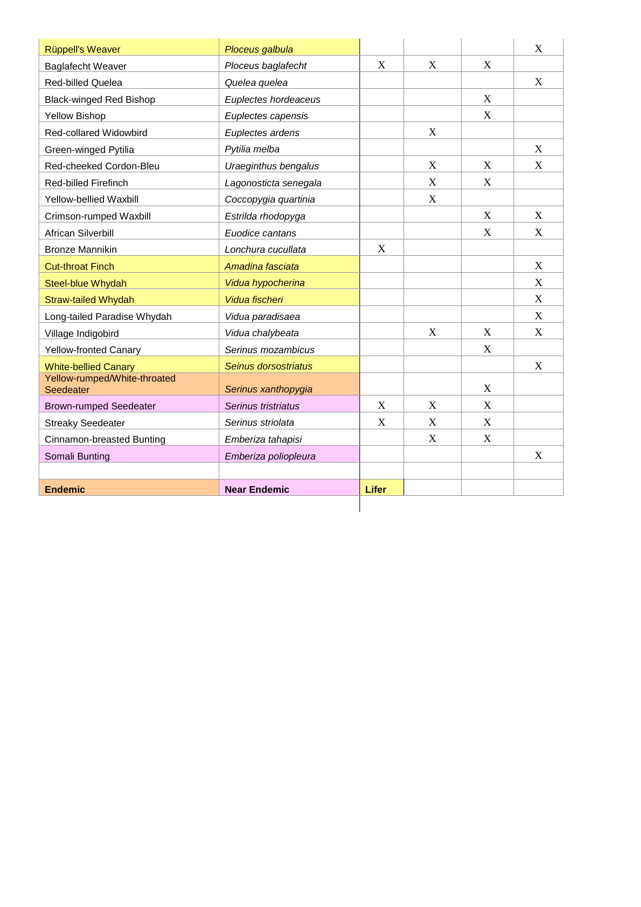| | | | | | |
|---|---|---|---|---|---|
| Rüppell's Weaver | *Ploceus galbula* | | | | X |
| Baglafecht Weaver | *Ploceus baglafecht* | X | X | X | |
| Red-billed Quelea | *Quelea quelea* | | | | X |
| Black-winged Red Bishop | *Euplectes hordeaceus* | | | X | |
| Yellow Bishop | *Euplectes capensis* | | | X | |
| Red-collared Widowbird | *Euplectes ardens* | | X | | |
| Green-winged Pytilia | *Pytilia melba* | | | | X |
| Red-cheeked Cordon-Bleu | *Uraeginthus bengalus* | | X | X | X |
| Red-billed Firefinch | *Lagonosticta senegala* | | X | X | |
| Yellow-bellied Waxbill | *Coccopygia quartinia* | | X | | |
| Crimson-rumped Waxbill | *Estrilda rhodopyga* | | | X | X |
| African Silverbill | *Euodice cantans* | | | X | X |
| Bronze Mannikin | *Lonchura cucullata* | X | | | |
| Cut-throat Finch | *Amadina fasciata* | | | | X |
| Steel-blue Whydah | *Vidua hypocherina* | | | | X |
| Straw-tailed Whydah | *Vidua fischeri* | | | | X |
| Long-tailed Paradise Whydah | *Vidua paradisaea* | | | | X |
| Village Indigobird | *Vidua chalybeata* | | X | X | X |
| Yellow-fronted Canary | *Serinus mozambicus* | | | X | |
| White-bellied Canary | *Seinus dorsostriatus* | | | | X |
| Yellow-rumped/White-throated Seedeater | *Serinus xanthopygia* | | | X | |
| Brown-rumped Seedeater | *Serinus tristriatus* | X | X | X | |
| Streaky Seedeater | *Serinus striolata* | X | X | X | |
| Cinnamon-breasted Bunting | *Emberiza tahapisi* | | X | X | |
| Somali Bunting | *Emberiza poliopleura* | | | | X |
| | | | | | |
| **Endemic** | **Near Endemic** | **Lifer** | | | |